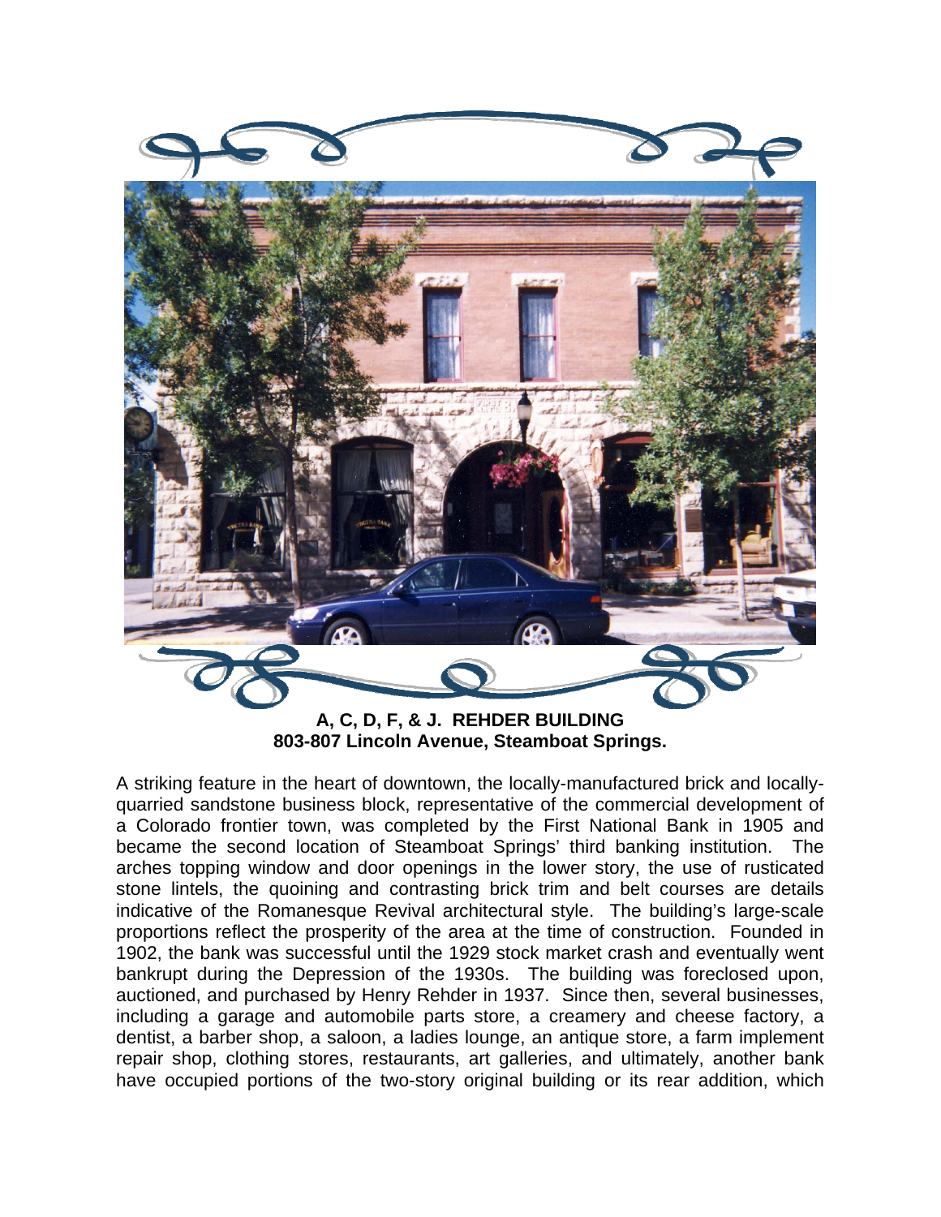**A, C, D, F, & J. REHDER BUILDING**
**803-807 Lincoln Avenue, Steamboat Springs.**

A striking feature in the heart of downtown, the locally-manufactured brick and locally-quarried sandstone business block, representative of the commercial development of a Colorado frontier town, was completed by the First National Bank in 1905 and became the second location of Steamboat Springs' third banking institution. The arches topping window and door openings in the lower story, the use of rusticated stone lintels, the quoining and contrasting brick trim and belt courses are details indicative of the Romanesque Revival architectural style. The building's large-scale proportions reflect the prosperity of the area at the time of construction. Founded in 1902, the bank was successful until the 1929 stock market crash and eventually went bankrupt during the Depression of the 1930s. The building was foreclosed upon, auctioned, and purchased by Henry Rehder in 1937. Since then, several businesses, including a garage and automobile parts store, a creamery and cheese factory, a dentist, a barber shop, a saloon, a ladies lounge, an antique store, a farm implement repair shop, clothing stores, restaurants, art galleries, and ultimately, another bank have occupied portions of the two-story original building or its rear addition, which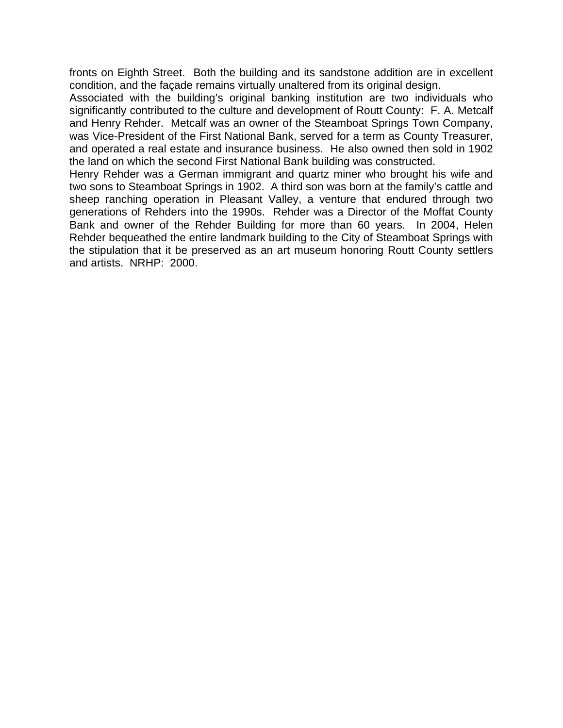fronts on Eighth Street. Both the building and its sandstone addition are in excellent condition, and the façade remains virtually unaltered from its original design.

Associated with the building's original banking institution are two individuals who significantly contributed to the culture and development of Routt County: F. A. Metcalf and Henry Rehder. Metcalf was an owner of the Steamboat Springs Town Company, was Vice-President of the First National Bank, served for a term as County Treasurer, and operated a real estate and insurance business. He also owned then sold in 1902 the land on which the second First National Bank building was constructed.

Henry Rehder was a German immigrant and quartz miner who brought his wife and two sons to Steamboat Springs in 1902. A third son was born at the family's cattle and sheep ranching operation in Pleasant Valley, a venture that endured through two generations of Rehders into the 1990s. Rehder was a Director of the Moffat County Bank and owner of the Rehder Building for more than 60 years. In 2004, Helen Rehder bequeathed the entire landmark building to the City of Steamboat Springs with the stipulation that it be preserved as an art museum honoring Routt County settlers and artists. NRHP: 2000.